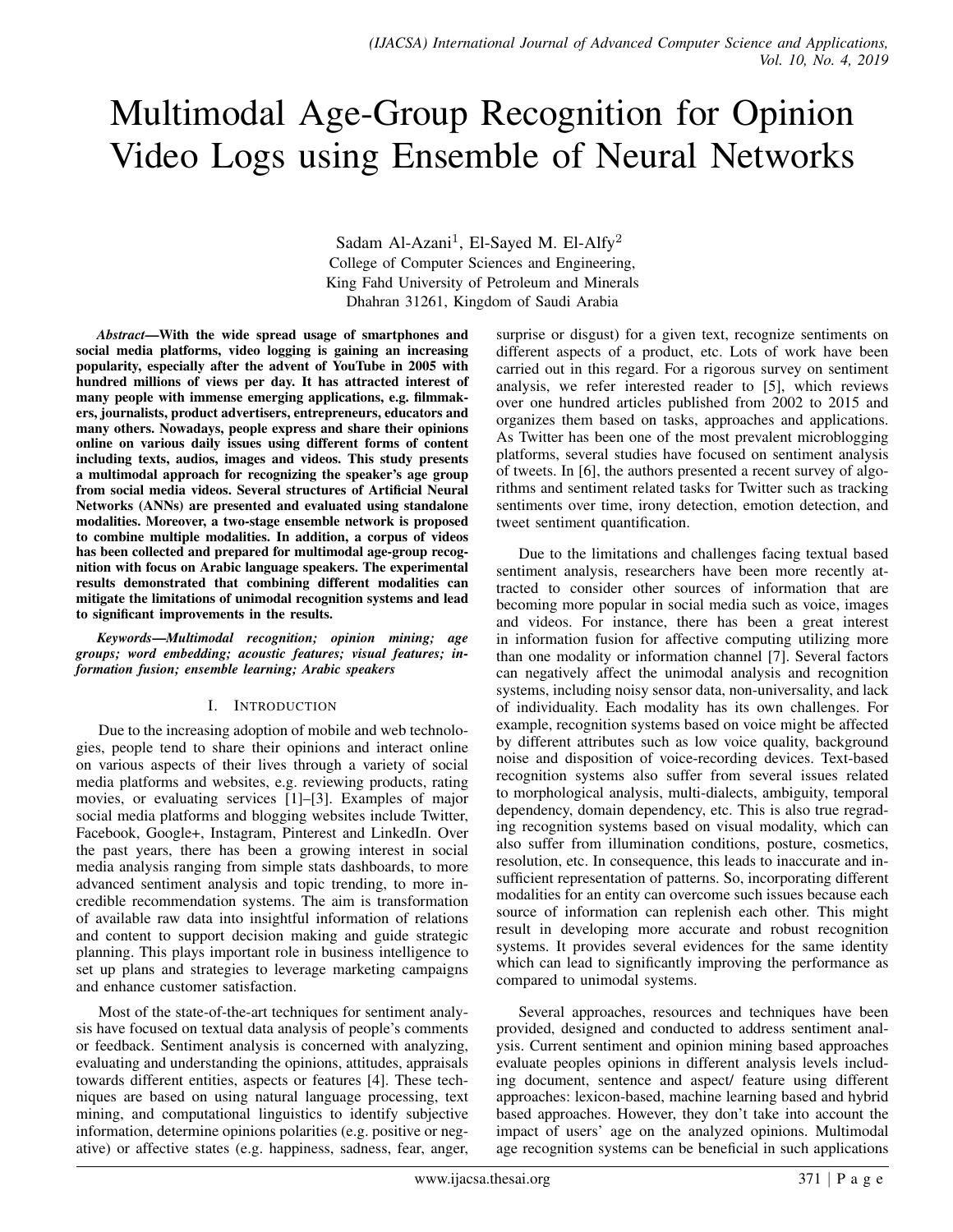# Multimodal Age-Group Recognition for Opinion Video Logs using Ensemble of Neural Networks

Sadam Al-Azani[1], El-Sayed M. El-Alfy[2]
College of Computer Sciences and Engineering,
King Fahd University of Petroleum and Minerals
Dhahran 31261, Kingdom of Saudi Arabia

***Abstract*—With the wide spread usage of smartphones and social media platforms, video logging is gaining an increasing popularity, especially after the advent of YouTube in 2005 with hundred millions of views per day. It has attracted interest of many people with immense emerging applications, e.g. filmmakers, journalists, product advertisers, entrepreneurs, educators and many others. Nowadays, people express and share their opinions online on various daily issues using different forms of content including texts, audios, images and videos. This study presents a multimodal approach for recognizing the speaker's age group from social media videos. Several structures of Artificial Neural Networks (ANNs) are presented and evaluated using standalone modalities. Moreover, a two-stage ensemble network is proposed to combine multiple modalities. In addition, a corpus of videos has been collected and prepared for multimodal age-group recognition with focus on Arabic language speakers. The experimental results demonstrated that combining different modalities can mitigate the limitations of unimodal recognition systems and lead to significant improvements in the results.**

***Keywords*—*Multimodal recognition; opinion mining; age groups; word embedding; acoustic features; visual features; information fusion; ensemble learning; Arabic speakers***

## I. Introduction

Due to the increasing adoption of mobile and web technologies, people tend to share their opinions and interact online on various aspects of their lives through a variety of social media platforms and websites, e.g. reviewing products, rating movies, or evaluating services [1]–[3]. Examples of major social media platforms and blogging websites include Twitter, Facebook, Google+, Instagram, Pinterest and LinkedIn. Over the past years, there has been a growing interest in social media analysis ranging from simple stats dashboards, to more advanced sentiment analysis and topic trending, to more incredible recommendation systems. The aim is transformation of available raw data into insightful information of relations and content to support decision making and guide strategic planning. This plays important role in business intelligence to set up plans and strategies to leverage marketing campaigns and enhance customer satisfaction.

Most of the state-of-the-art techniques for sentiment analysis have focused on textual data analysis of people's comments or feedback. Sentiment analysis is concerned with analyzing, evaluating and understanding the opinions, attitudes, appraisals towards different entities, aspects or features [4]. These techniques are based on using natural language processing, text mining, and computational linguistics to identify subjective information, determine opinions polarities (e.g. positive or negative) or affective states (e.g. happiness, sadness, fear, anger, surprise or disgust) for a given text, recognize sentiments on different aspects of a product, etc. Lots of work have been carried out in this regard. For a rigorous survey on sentiment analysis, we refer interested reader to [5], which reviews over one hundred articles published from 2002 to 2015 and organizes them based on tasks, approaches and applications. As Twitter has been one of the most prevalent microblogging platforms, several studies have focused on sentiment analysis of tweets. In [6], the authors presented a recent survey of algorithms and sentiment related tasks for Twitter such as tracking sentiments over time, irony detection, emotion detection, and tweet sentiment quantification.

Due to the limitations and challenges facing textual based sentiment analysis, researchers have been more recently attracted to consider other sources of information that are becoming more popular in social media such as voice, images and videos. For instance, there has been a great interest in information fusion for affective computing utilizing more than one modality or information channel [7]. Several factors can negatively affect the unimodal analysis and recognition systems, including noisy sensor data, non-universality, and lack of individuality. Each modality has its own challenges. For example, recognition systems based on voice might be affected by different attributes such as low voice quality, background noise and disposition of voice-recording devices. Text-based recognition systems also suffer from several issues related to morphological analysis, multi-dialects, ambiguity, temporal dependency, domain dependency, etc. This is also true regrading recognition systems based on visual modality, which can also suffer from illumination conditions, posture, cosmetics, resolution, etc. In consequence, this leads to inaccurate and insufficient representation of patterns. So, incorporating different modalities for an entity can overcome such issues because each source of information can replenish each other. This might result in developing more accurate and robust recognition systems. It provides several evidences for the same identity which can lead to significantly improving the performance as compared to unimodal systems.

Several approaches, resources and techniques have been provided, designed and conducted to address sentiment analysis. Current sentiment and opinion mining based approaches evaluate peoples opinions in different analysis levels including document, sentence and aspect/ feature using different approaches: lexicon-based, machine learning based and hybrid based approaches. However, they don't take into account the impact of users' age on the analyzed opinions. Multimodal age recognition systems can be beneficial in such applications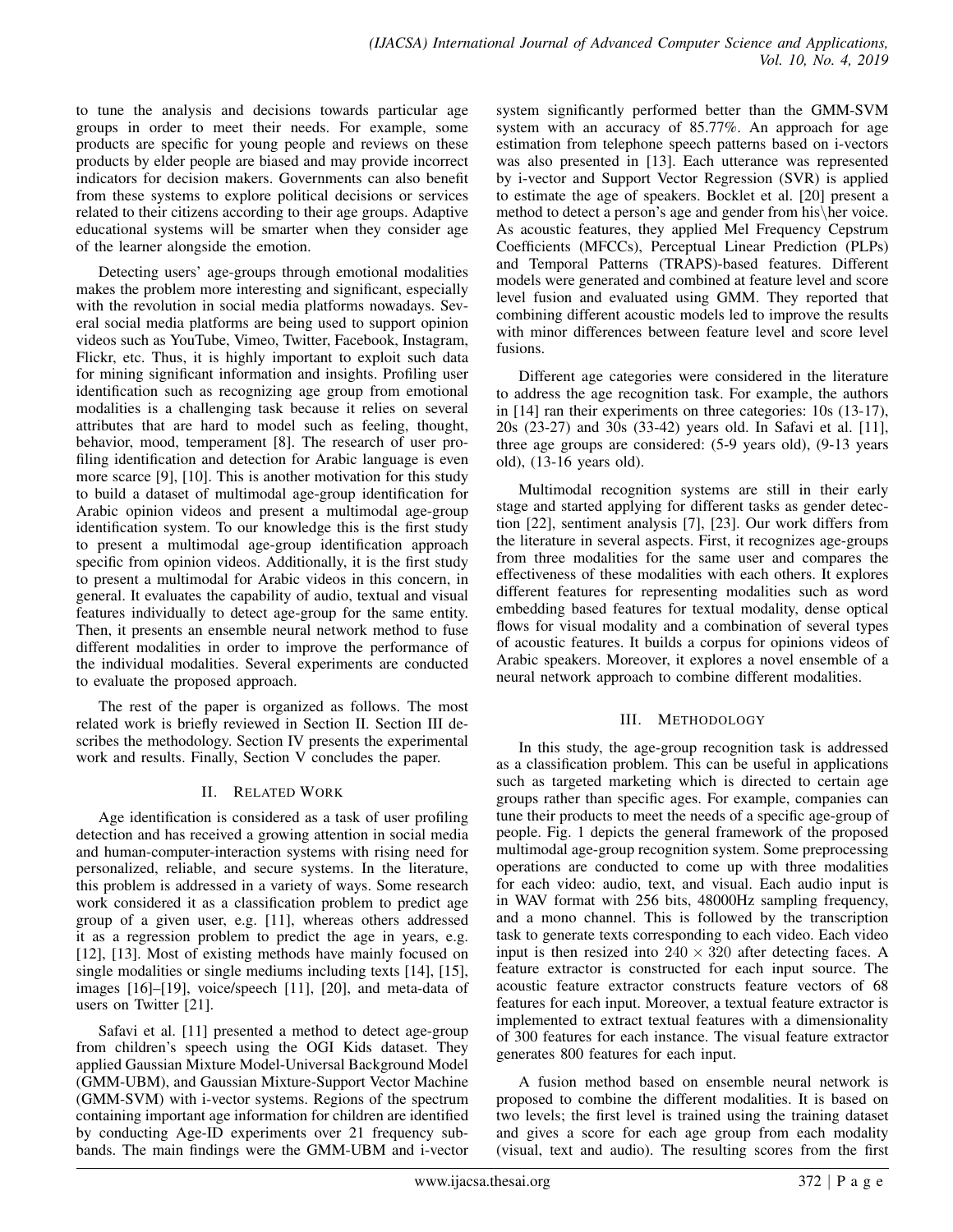to tune the analysis and decisions towards particular age groups in order to meet their needs. For example, some products are specific for young people and reviews on these products by elder people are biased and may provide incorrect indicators for decision makers. Governments can also benefit from these systems to explore political decisions or services related to their citizens according to their age groups. Adaptive educational systems will be smarter when they consider age of the learner alongside the emotion.

Detecting users' age-groups through emotional modalities makes the problem more interesting and significant, especially with the revolution in social media platforms nowadays. Several social media platforms are being used to support opinion videos such as YouTube, Vimeo, Twitter, Facebook, Instagram, Flickr, etc. Thus, it is highly important to exploit such data for mining significant information and insights. Profiling user identification such as recognizing age group from emotional modalities is a challenging task because it relies on several attributes that are hard to model such as feeling, thought, behavior, mood, temperament [8]. The research of user profiling identification and detection for Arabic language is even more scarce [9], [10]. This is another motivation for this study to build a dataset of multimodal age-group identification for Arabic opinion videos and present a multimodal age-group identification system. To our knowledge this is the first study to present a multimodal age-group identification approach specific from opinion videos. Additionally, it is the first study to present a multimodal for Arabic videos in this concern, in general. It evaluates the capability of audio, textual and visual features individually to detect age-group for the same entity. Then, it presents an ensemble neural network method to fuse different modalities in order to improve the performance of the individual modalities. Several experiments are conducted to evaluate the proposed approach.

The rest of the paper is organized as follows. The most related work is briefly reviewed in Section II. Section III describes the methodology. Section IV presents the experimental work and results. Finally, Section V concludes the paper.

## II. Related Work

Age identification is considered as a task of user profiling detection and has received a growing attention in social media and human-computer-interaction systems with rising need for personalized, reliable, and secure systems. In the literature, this problem is addressed in a variety of ways. Some research work considered it as a classification problem to predict age group of a given user, e.g. [11], whereas others addressed it as a regression problem to predict the age in years, e.g. [12], [13]. Most of existing methods have mainly focused on single modalities or single mediums including texts [14], [15], images [16]–[19], voice/speech [11], [20], and meta-data of users on Twitter [21].

Safavi et al. [11] presented a method to detect age-group from children's speech using the OGI Kids dataset. They applied Gaussian Mixture Model-Universal Background Model (GMM-UBM), and Gaussian Mixture-Support Vector Machine (GMM-SVM) with i-vector systems. Regions of the spectrum containing important age information for children are identified by conducting Age-ID experiments over 21 frequency sub-bands. The main findings were the GMM-UBM and i-vector system significantly performed better than the GMM-SVM system with an accuracy of 85.77%. An approach for age estimation from telephone speech patterns based on i-vectors was also presented in [13]. Each utterance was represented by i-vector and Support Vector Regression (SVR) is applied to estimate the age of speakers. Bocklet et al. [20] present a method to detect a person's age and gender from his\her voice. As acoustic features, they applied Mel Frequency Cepstrum Coefficients (MFCCs), Perceptual Linear Prediction (PLPs) and Temporal Patterns (TRAPS)-based features. Different models were generated and combined at feature level and score level fusion and evaluated using GMM. They reported that combining different acoustic models led to improve the results with minor differences between feature level and score level fusions.

Different age categories were considered in the literature to address the age recognition task. For example, the authors in [14] ran their experiments on three categories: 10s (13-17), 20s (23-27) and 30s (33-42) years old. In Safavi et al. [11], three age groups are considered: (5-9 years old), (9-13 years old), (13-16 years old).

Multimodal recognition systems are still in their early stage and started applying for different tasks as gender detection [22], sentiment analysis [7], [23]. Our work differs from the literature in several aspects. First, it recognizes age-groups from three modalities for the same user and compares the effectiveness of these modalities with each others. It explores different features for representing modalities such as word embedding based features for textual modality, dense optical flows for visual modality and a combination of several types of acoustic features. It builds a corpus for opinions videos of Arabic speakers. Moreover, it explores a novel ensemble of a neural network approach to combine different modalities.

## III. Methodology

In this study, the age-group recognition task is addressed as a classification problem. This can be useful in applications such as targeted marketing which is directed to certain age groups rather than specific ages. For example, companies can tune their products to meet the needs of a specific age-group of people. Fig. 1 depicts the general framework of the proposed multimodal age-group recognition system. Some preprocessing operations are conducted to come up with three modalities for each video: audio, text, and visual. Each audio input is in WAV format with 256 bits, 48000Hz sampling frequency, and a mono channel. This is followed by the transcription task to generate texts corresponding to each video. Each video input is then resized into $240 \times 320$ after detecting faces. A feature extractor is constructed for each input source. The acoustic feature extractor constructs feature vectors of 68 features for each input. Moreover, a textual feature extractor is implemented to extract textual features with a dimensionality of 300 features for each instance. The visual feature extractor generates 800 features for each input.

A fusion method based on ensemble neural network is proposed to combine the different modalities. It is based on two levels; the first level is trained using the training dataset and gives a score for each age group from each modality (visual, text and audio). The resulting scores from the first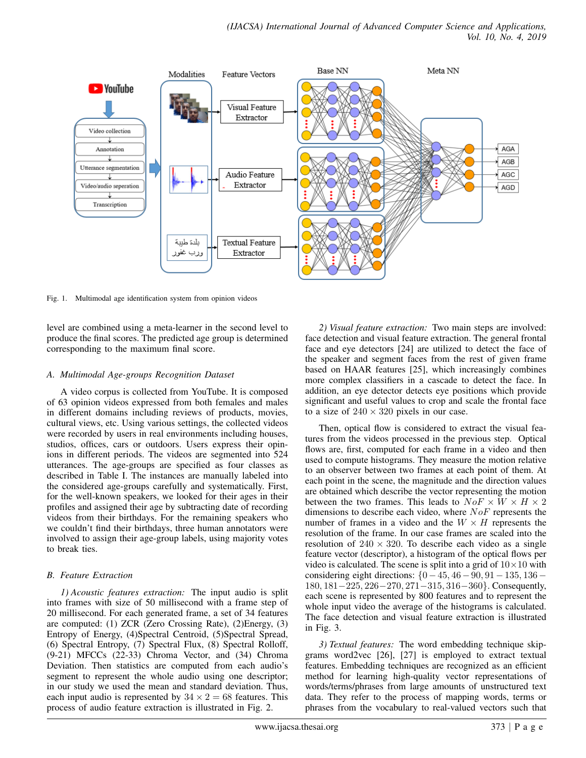Fig. 1. Multimodal age identification system from opinion videos

level are combined using a meta-learner in the second level to produce the final scores. The predicted age group is determined corresponding to the maximum final score.

### *A. Multimodal Age-groups Recognition Dataset*

A video corpus is collected from YouTube. It is composed of 63 opinion videos expressed from both females and males in different domains including reviews of products, movies, cultural views, etc. Using various settings, the collected videos were recorded by users in real environments including houses, studios, offices, cars or outdoors. Users express their opinions in different periods. The videos are segmented into 524 utterances. The age-groups are specified as four classes as described in Table I. The instances are manually labeled into the considered age-groups carefully and systematically. First, for the well-known speakers, we looked for their ages in their profiles and assigned their age by subtracting date of recording videos from their birthdays. For the remaining speakers who we couldn't find their birthdays, three human annotators were involved to assign their age-group labels, using majority votes to break ties.

### *B. Feature Extraction*

*1) Acoustic features extraction:* The input audio is split into frames with size of 50 millisecond with a frame step of 20 millisecond. For each generated frame, a set of 34 features are computed: (1) ZCR (Zero Crossing Rate), (2)Energy, (3) Entropy of Energy, (4)Spectral Centroid, (5)Spectral Spread, (6) Spectral Entropy, (7) Spectral Flux, (8) Spectral Rolloff, (9-21) MFCCs (22-33) Chroma Vector, and (34) Chroma Deviation. Then statistics are computed from each audio's segment to represent the whole audio using one descriptor; in our study we used the mean and standard deviation. Thus, each input audio is represented by $34 \times 2 = 68$ features. This process of audio feature extraction is illustrated in Fig. 2.

*2) Visual feature extraction:* Two main steps are involved: face detection and visual feature extraction. The general frontal face and eye detectors [24] are utilized to detect the face of the speaker and segment faces from the rest of given frame based on HAAR features [25], which increasingly combines more complex classifiers in a cascade to detect the face. In addition, an eye detector detects eye positions which provide significant and useful values to crop and scale the frontal face to a size of $240 \times 320$ pixels in our case.

Then, optical flow is considered to extract the visual features from the videos processed in the previous step. Optical flows are, first, computed for each frame in a video and then used to compute histograms. They measure the motion relative to an observer between two frames at each point of them. At each point in the scene, the magnitude and the direction values are obtained which describe the vector representing the motion between the two frames. This leads to $NoF \times W \times H \times 2$ dimensions to describe each video, where $NoF$ represents the number of frames in a video and the $W \times H$ represents the resolution of the frame. In our case frames are scaled into the resolution of $240 \times 320$. To describe each video as a single feature vector (descriptor), a histogram of the optical flows per video is calculated. The scene is split into a grid of $10 \times 10$ with considering eight directions: $\{0-45, 46-90, 91-135, 136-180, 181-225, 226-270, 271-315, 316-360\}$. Consequently, each scene is represented by 800 features and to represent the whole input video the average of the histograms is calculated. The face detection and visual feature extraction is illustrated in Fig. 3.

*3) Textual features:* The word embedding technique skip-grams word2vec [26], [27] is employed to extract textual features. Embedding techniques are recognized as an efficient method for learning high-quality vector representations of words/terms/phrases from large amounts of unstructured text data. They refer to the process of mapping words, terms or phrases from the vocabulary to real-valued vectors such that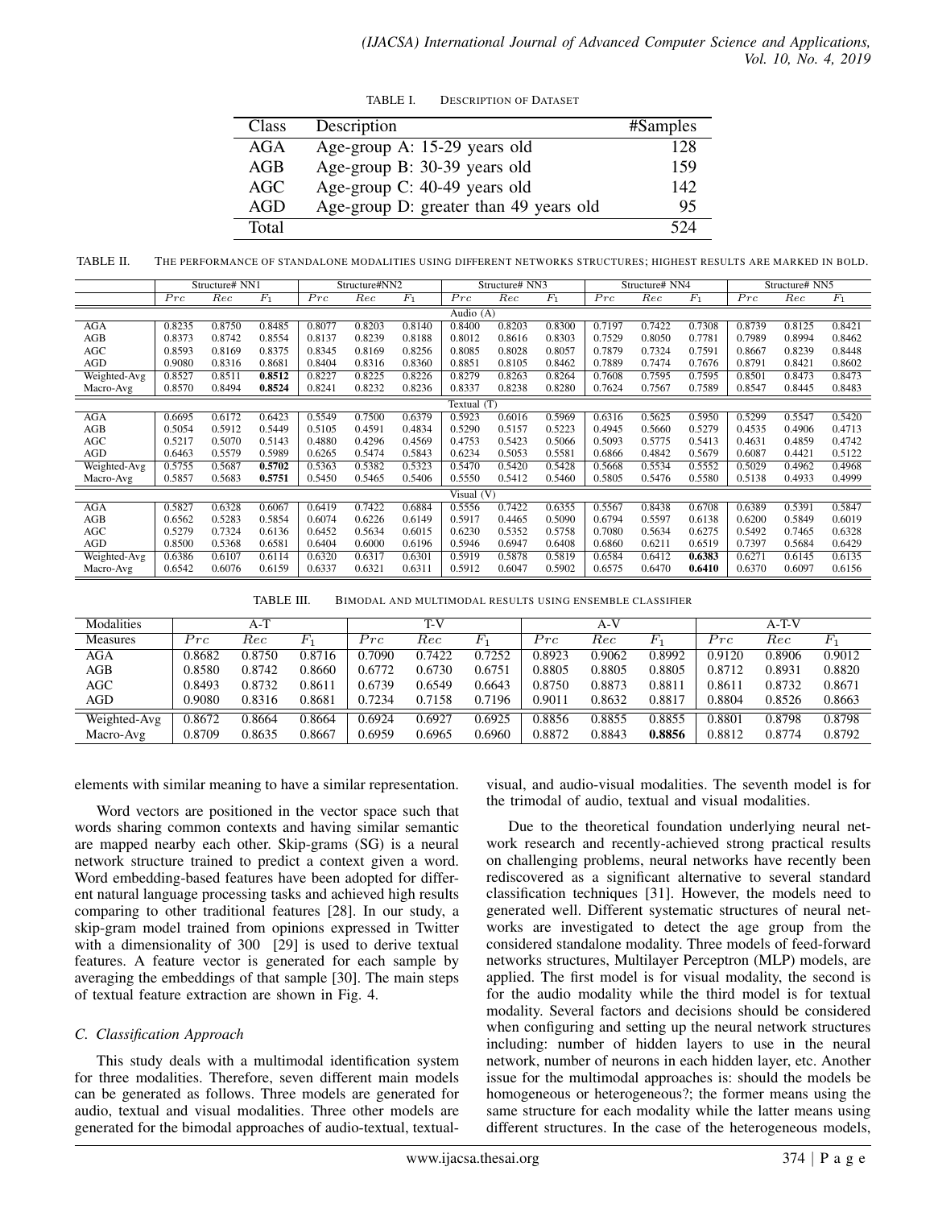TABLE I. DESCRIPTION OF DATASET

| Class | Description | #Samples |
|---|---|---|
| AGA | Age-group A: 15-29 years old | 128 |
| AGB | Age-group B: 30-39 years old | 159 |
| AGC | Age-group C: 40-49 years old | 142 |
| AGD | Age-group D: greater than 49 years old | 95 |
| Total | | 524 |

TABLE II. THE PERFORMANCE OF STANDALONE MODALITIES USING DIFFERENT NETWORKS STRUCTURES; HIGHEST RESULTS ARE MARKED IN BOLD.

| | Structure# NN1 | | | Structure#NN2 | | | Structure# NN3 | | | Structure# NN4 | | | Structure# NN5 | | |
|---|---|---|---|---|---|---|---|---|---|---|---|---|---|---|---|
| | $Prc$ | $Rec$ | $F_1$ | $Prc$ | $Rec$ | $F_1$ | $Prc$ | $Rec$ | $F_1$ | $Prc$ | $Rec$ | $F_1$ | $Prc$ | $Rec$ | $F_1$ |
| **Audio (A)** | | | | | | | | | | | | | | | |
| AGA | 0.8235 | 0.8750 | 0.8485 | 0.8077 | 0.8203 | 0.8140 | 0.8400 | 0.8203 | 0.8300 | 0.7197 | 0.7422 | 0.7308 | 0.8739 | 0.8125 | 0.8421 |
| AGB | 0.8373 | 0.8742 | 0.8554 | 0.8137 | 0.8239 | 0.8188 | 0.8012 | 0.8616 | 0.8303 | 0.7529 | 0.8050 | 0.7781 | 0.7989 | 0.8994 | 0.8462 |
| AGC | 0.8593 | 0.8169 | 0.8375 | 0.8345 | 0.8169 | 0.8256 | 0.8085 | 0.8028 | 0.8057 | 0.7879 | 0.7324 | 0.7591 | 0.8667 | 0.8239 | 0.8448 |
| AGD | 0.9080 | 0.8316 | 0.8681 | 0.8404 | 0.8316 | 0.8360 | 0.8851 | 0.8105 | 0.8462 | 0.7889 | 0.7474 | 0.7676 | 0.8791 | 0.8421 | 0.8602 |
| Weighted-Avg | 0.8527 | 0.8511 | **0.8512** | 0.8227 | 0.8225 | 0.8226 | 0.8279 | 0.8263 | 0.8264 | 0.7608 | 0.7595 | 0.7595 | 0.8501 | 0.8473 | 0.8473 |
| Macro-Avg | 0.8570 | 0.8494 | **0.8524** | 0.8241 | 0.8232 | 0.8236 | 0.8337 | 0.8238 | 0.8280 | 0.7624 | 0.7567 | 0.7589 | 0.8547 | 0.8445 | 0.8483 |
| **Textual (T)** | | | | | | | | | | | | | | | |
| AGA | 0.6695 | 0.6172 | 0.6423 | 0.5549 | 0.7500 | 0.6379 | 0.5923 | 0.6016 | 0.5969 | 0.6316 | 0.5625 | 0.5950 | 0.5299 | 0.5547 | 0.5420 |
| AGB | 0.5054 | 0.5912 | 0.5449 | 0.5105 | 0.4591 | 0.4834 | 0.5290 | 0.5157 | 0.5223 | 0.4945 | 0.5660 | 0.5279 | 0.4535 | 0.4906 | 0.4713 |
| AGC | 0.5217 | 0.5070 | 0.5143 | 0.4880 | 0.4296 | 0.4569 | 0.4753 | 0.5423 | 0.5066 | 0.5093 | 0.5775 | 0.5413 | 0.4631 | 0.4859 | 0.4742 |
| AGD | 0.6463 | 0.5579 | 0.5989 | 0.6265 | 0.5474 | 0.5843 | 0.6234 | 0.5053 | 0.5581 | 0.6866 | 0.4842 | 0.5679 | 0.6087 | 0.4421 | 0.5122 |
| Weighted-Avg | 0.5755 | 0.5687 | **0.5702** | 0.5363 | 0.5382 | 0.5323 | 0.5470 | 0.5420 | 0.5428 | 0.5668 | 0.5534 | 0.5552 | 0.5029 | 0.4962 | 0.4968 |
| Macro-Avg | 0.5857 | 0.5683 | **0.5751** | 0.5450 | 0.5465 | 0.5406 | 0.5550 | 0.5412 | 0.5460 | 0.5805 | 0.5476 | 0.5580 | 0.5138 | 0.4933 | 0.4999 |
| **Visual (V)** | | | | | | | | | | | | | | | |
| AGA | 0.5827 | 0.6328 | 0.6067 | 0.6419 | 0.7422 | 0.6884 | 0.5556 | 0.7422 | 0.6355 | 0.5567 | 0.8438 | 0.6708 | 0.6389 | 0.5391 | 0.5847 |
| AGB | 0.6562 | 0.5283 | 0.5854 | 0.6074 | 0.6226 | 0.6149 | 0.5917 | 0.4465 | 0.5090 | 0.6794 | 0.5597 | 0.6138 | 0.6200 | 0.5849 | 0.6019 |
| AGC | 0.5279 | 0.7324 | 0.6136 | 0.6452 | 0.5634 | 0.6015 | 0.6230 | 0.5352 | 0.5758 | 0.7080 | 0.5634 | 0.6275 | 0.5492 | 0.7465 | 0.6328 |
| AGD | 0.8500 | 0.5368 | 0.6581 | 0.6404 | 0.6000 | 0.6196 | 0.5946 | 0.6947 | 0.6408 | 0.6860 | 0.6211 | 0.6519 | 0.7397 | 0.5684 | 0.6429 |
| Weighted-Avg | 0.6386 | 0.6107 | 0.6114 | 0.6320 | 0.6317 | 0.6301 | 0.5919 | 0.5878 | 0.5819 | 0.6584 | 0.6412 | **0.6383** | 0.6271 | 0.6145 | 0.6135 |
| Macro-Avg | 0.6542 | 0.6076 | 0.6159 | 0.6337 | 0.6321 | 0.6311 | 0.5912 | 0.6047 | 0.5902 | 0.6575 | 0.6470 | **0.6410** | 0.6370 | 0.6097 | 0.6156 |

TABLE III. BIMODAL AND MULTIMODAL RESULTS USING ENSEMBLE CLASSIFIER

| Modalities | A-T | | | T-V | | | A-V | | | A-T-V | | |
|---|---|---|---|---|---|---|---|---|---|---|---|---|
| Measures | $Prc$ | $Rec$ | $F_1$ | $Prc$ | $Rec$ | $F_1$ | $Prc$ | $Rec$ | $F_1$ | $Prc$ | $Rec$ | $F_1$ |
| AGA | 0.8682 | 0.8750 | 0.8716 | 0.7090 | 0.7422 | 0.7252 | 0.8923 | 0.9062 | 0.8992 | 0.9120 | 0.8906 | 0.9012 |
| AGB | 0.8580 | 0.8742 | 0.8660 | 0.6772 | 0.6730 | 0.6751 | 0.8805 | 0.8805 | 0.8805 | 0.8712 | 0.8931 | 0.8820 |
| AGC | 0.8493 | 0.8732 | 0.8611 | 0.6739 | 0.6549 | 0.6643 | 0.8750 | 0.8873 | 0.8811 | 0.8611 | 0.8732 | 0.8671 |
| AGD | 0.9080 | 0.8316 | 0.8681 | 0.7234 | 0.7158 | 0.7196 | 0.9011 | 0.8632 | 0.8817 | 0.8804 | 0.8526 | 0.8663 |
| Weighted-Avg | 0.8672 | 0.8664 | 0.8664 | 0.6924 | 0.6927 | 0.6925 | 0.8856 | 0.8855 | 0.8855 | 0.8801 | 0.8798 | 0.8798 |
| Macro-Avg | 0.8709 | 0.8635 | 0.8667 | 0.6959 | 0.6965 | 0.6960 | 0.8872 | 0.8843 | **0.8856** | 0.8812 | 0.8774 | 0.8792 |

elements with similar meaning to have a similar representation.

Word vectors are positioned in the vector space such that words sharing common contexts and having similar semantic are mapped nearby each other. Skip-grams (SG) is a neural network structure trained to predict a context given a word. Word embedding-based features have been adopted for different natural language processing tasks and achieved high results comparing to other traditional features [28]. In our study, a skip-gram model trained from opinions expressed in Twitter with a dimensionality of 300 [29] is used to derive textual features. A feature vector is generated for each sample by averaging the embeddings of that sample [30]. The main steps of textual feature extraction are shown in Fig. 4.

### C. Classification Approach

This study deals with a multimodal identification system for three modalities. Therefore, seven different main models can be generated as follows. Three models are generated for audio, textual and visual modalities. Three other models are generated for the bimodal approaches of audio-textual, textual-visual, and audio-visual modalities. The seventh model is for the trimodal of audio, textual and visual modalities.

Due to the theoretical foundation underlying neural network research and recently-achieved strong practical results on challenging problems, neural networks have recently been rediscovered as a significant alternative to several standard classification techniques [31]. However, the models need to generated well. Different systematic structures of neural networks are investigated to detect the age group from the considered standalone modality. Three models of feed-forward networks structures, Multilayer Perceptron (MLP) models, are applied. The first model is for visual modality, the second is for the audio modality while the third model is for textual modality. Several factors and decisions should be considered when configuring and setting up the neural network structures including: number of hidden layers to use in the neural network, number of neurons in each hidden layer, etc. Another issue for the multimodal approaches is: should the models be homogeneous or heterogeneous?; the former means using the same structure for each modality while the latter means using different structures. In the case of the heterogeneous models,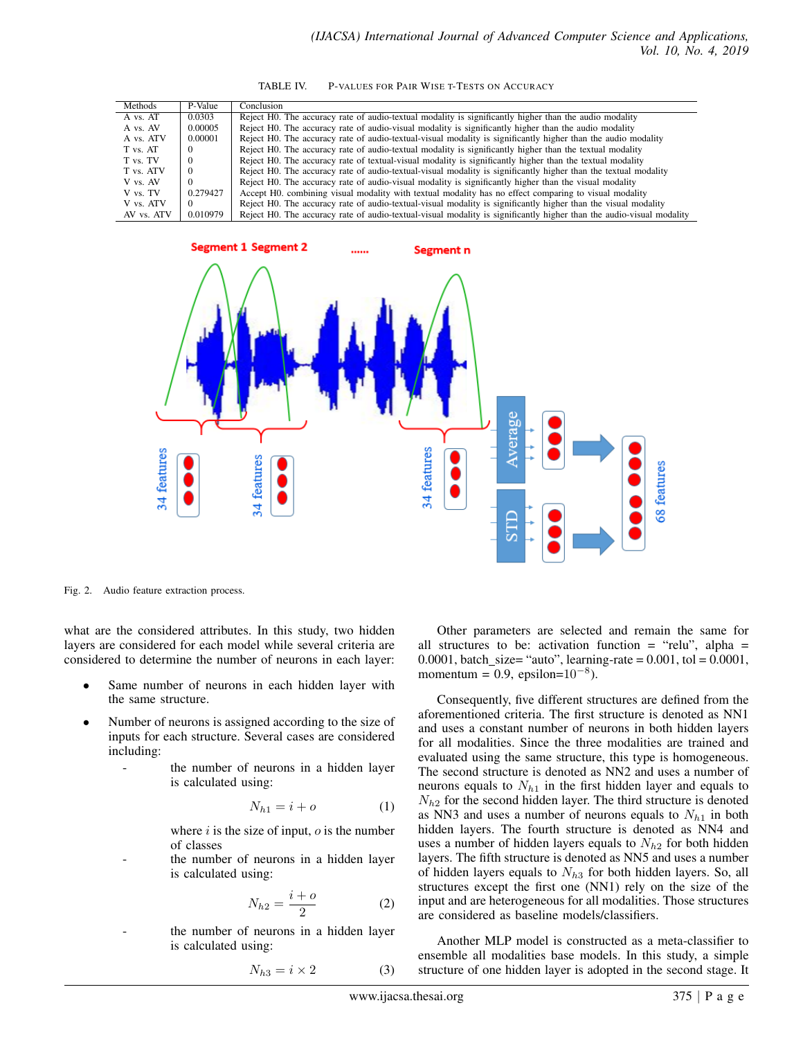TABLE IV. P-VALUES FOR PAIR WISE T-TESTS ON ACCURACY

| Methods | P-Value | Conclusion |
|---|---|---|
| A vs. AT | 0.0303 | Reject H0. The accuracy rate of audio-textual modality is significantly higher than the audio modality |
| A vs. AV | 0.00005 | Reject H0. The accuracy rate of audio-visual modality is significantly higher than the audio modality |
| A vs. ATV | 0.00001 | Reject H0. The accuracy rate of audio-textual-visual modality is significantly higher than the audio modality |
| T vs. AT | 0 | Reject H0. The accuracy rate of audio-textual modality is significantly higher than the textual modality |
| T vs. TV | 0 | Reject H0. The accuracy rate of textual-visual modality is significantly higher than the textual modality |
| T vs. ATV | 0 | Reject H0. The accuracy rate of audio-textual-visual modality is significantly higher than the textual modality |
| V vs. AV | 0 | Reject H0. The accuracy rate of audio-visual modality is significantly higher than the visual modality |
| V vs. TV | 0.279427 | Accept H0. combining visual modality with textual modality has no effect comparing to visual modality |
| V vs. ATV | 0 | Reject H0. The accuracy rate of audio-textual-visual modality is significantly higher than the visual modality |
| AV vs. ATV | 0.010979 | Reject H0. The accuracy rate of audio-textual-visual modality is significantly higher than the audio-visual modality |

Fig. 2. Audio feature extraction process.

what are the considered attributes. In this study, two hidden layers are considered for each model while several criteria are considered to determine the number of neurons in each layer:

- Same number of neurons in each hidden layer with the same structure.
- Number of neurons is assigned according to the size of inputs for each structure. Several cases are considered including:
  - the number of neurons in a hidden layer is calculated using:

$$N_{h1} = i + o \tag{1}$$

    where $i$ is the size of input, $o$ is the number of classes
  - the number of neurons in a hidden layer is calculated using:

$$N_{h2} = \frac{i + o}{2} \tag{2}$$

  - the number of neurons in a hidden layer is calculated using:

$$N_{h3} = i \times 2 \tag{3}$$

Other parameters are selected and remain the same for all structures to be: activation function = "relu", alpha = 0.0001, batch_size= "auto", learning-rate = 0.001, tol = 0.0001, momentum = 0.9, epsilon=$10^{-8}$).

Consequently, five different structures are defined from the aforementioned criteria. The first structure is denoted as NN1 and uses a constant number of neurons in both hidden layers for all modalities. Since the three modalities are trained and evaluated using the same structure, this type is homogeneous. The second structure is denoted as NN2 and uses a number of neurons equals to $N_{h1}$ in the first hidden layer and equals to $N_{h2}$ for the second hidden layer. The third structure is denoted as NN3 and uses a number of neurons equals to $N_{h1}$ in both hidden layers. The fourth structure is denoted as NN4 and uses a number of hidden layers equals to $N_{h2}$ for both hidden layers. The fifth structure is denoted as NN5 and uses a number of hidden layers equals to $N_{h3}$ for both hidden layers. So, all structures except the first one (NN1) rely on the size of the input and are heterogeneous for all modalities. Those structures are considered as baseline models/classifiers.

Another MLP model is constructed as a meta-classifier to ensemble all modalities base models. In this study, a simple structure of one hidden layer is adopted in the second stage. It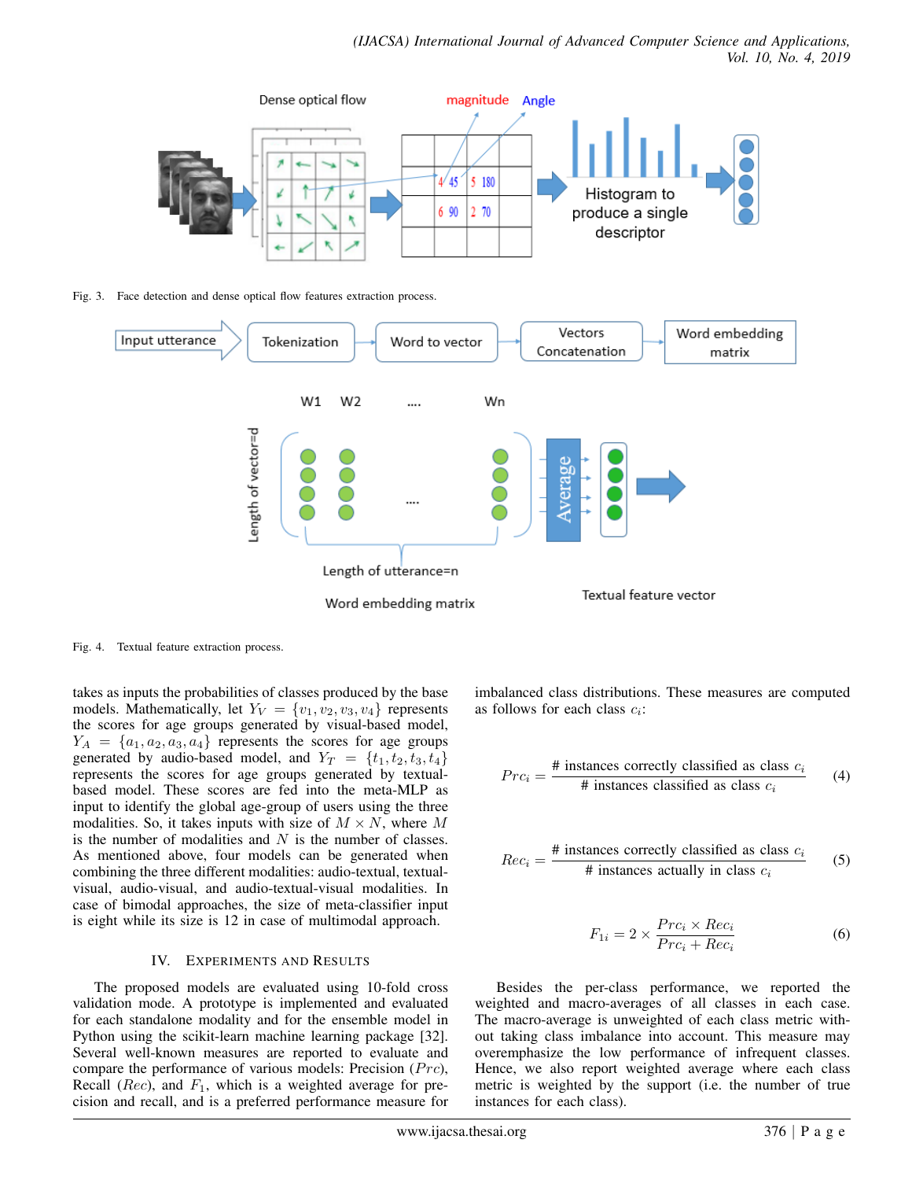Fig. 3. Face detection and dense optical flow features extraction process.

Fig. 4. Textual feature extraction process.

takes as inputs the probabilities of classes produced by the base models. Mathematically, let $Y_V = \{v_1, v_2, v_3, v_4\}$ represents the scores for age groups generated by visual-based model, $Y_A = \{a_1, a_2, a_3, a_4\}$ represents the scores for age groups generated by audio-based model, and $Y_T = \{t_1, t_2, t_3, t_4\}$ represents the scores for age groups generated by textual-based model. These scores are fed into the meta-MLP as input to identify the global age-group of users using the three modalities. So, it takes inputs with size of $M \times N$, where $M$ is the number of modalities and $N$ is the number of classes. As mentioned above, four models can be generated when combining the three different modalities: audio-textual, textual-visual, audio-visual, and audio-textual-visual modalities. In case of bimodal approaches, the size of meta-classifier input is eight while its size is 12 in case of multimodal approach.

## IV. Experiments and Results

The proposed models are evaluated using 10-fold cross validation mode. A prototype is implemented and evaluated for each standalone modality and for the ensemble model in Python using the scikit-learn machine learning package [32]. Several well-known measures are reported to evaluate and compare the performance of various models: Precision ($Prc$), Recall ($Rec$), and $F_1$, which is a weighted average for precision and recall, and is a preferred performance measure for imbalanced class distributions. These measures are computed as follows for each class $c_i$:

$$Prc_i = \frac{\text{\# instances correctly classified as class } c_i}{\text{\# instances classified as class } c_i} \tag{4}$$

$$Rec_i = \frac{\text{\# instances correctly classified as class } c_i}{\text{\# instances actually in class } c_i} \tag{5}$$

$$F_{1i} = 2 \times \frac{Prc_i \times Rec_i}{Prc_i + Rec_i} \tag{6}$$

Besides the per-class performance, we reported the weighted and macro-averages of all classes in each case. The macro-average is unweighted of each class metric without taking class imbalance into account. This measure may overemphasize the low performance of infrequent classes. Hence, we also report weighted average where each class metric is weighted by the support (i.e. the number of true instances for each class).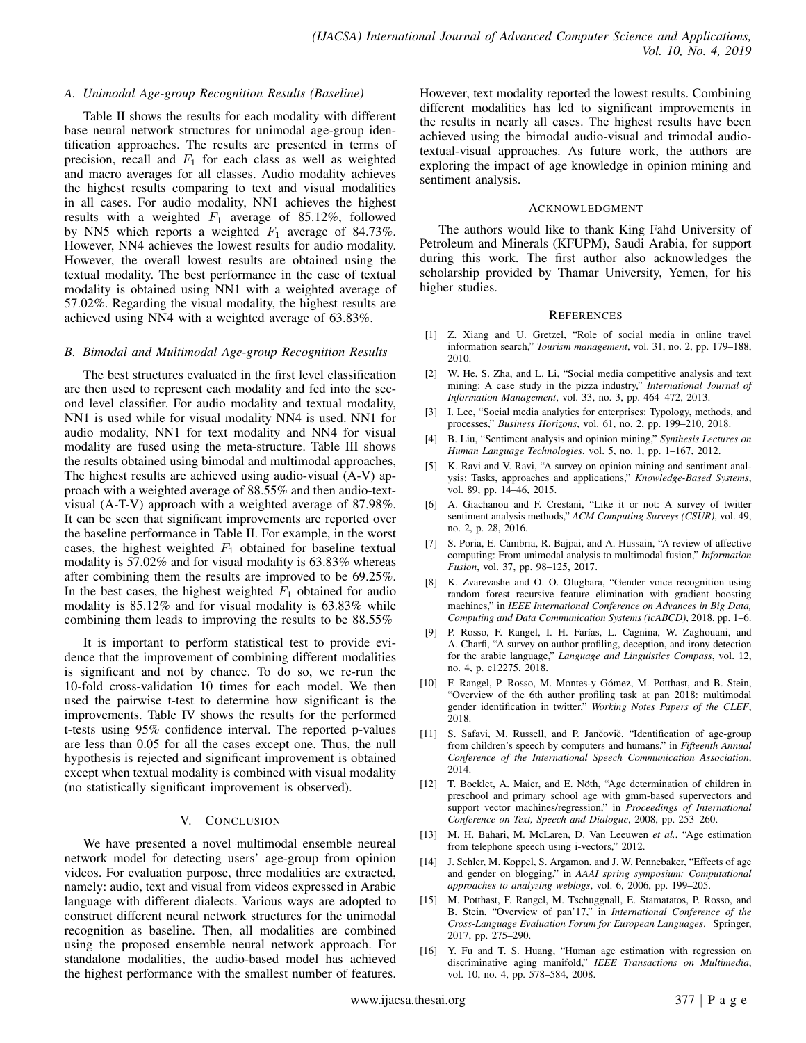### A. Unimodal Age-group Recognition Results (Baseline)

Table II shows the results for each modality with different base neural network structures for unimodal age-group identification approaches. The results are presented in terms of precision, recall and $F_1$ for each class as well as weighted and macro averages for all classes. Audio modality achieves the highest results comparing to text and visual modalities in all cases. For audio modality, NN1 achieves the highest results with a weighted $F_1$ average of 85.12%, followed by NN5 which reports a weighted $F_1$ average of 84.73%. However, NN4 achieves the lowest results for audio modality. However, the overall lowest results are obtained using the textual modality. The best performance in the case of textual modality is obtained using NN1 with a weighted average of 57.02%. Regarding the visual modality, the highest results are achieved using NN4 with a weighted average of 63.83%.

### B. Bimodal and Multimodal Age-group Recognition Results

The best structures evaluated in the first level classification are then used to represent each modality and fed into the second level classifier. For audio modality and textual modality, NN1 is used while for visual modality NN4 is used. NN1 for audio modality, NN1 for text modality and NN4 for visual modality are fused using the meta-structure. Table III shows the results obtained using bimodal and multimodal approaches, The highest results are achieved using audio-visual (A-V) approach with a weighted average of 88.55% and then audio-text-visual (A-T-V) approach with a weighted average of 87.98%. It can be seen that significant improvements are reported over the baseline performance in Table II. For example, in the worst cases, the highest weighted $F_1$ obtained for baseline textual modality is 57.02% and for visual modality is 63.83% whereas after combining them the results are improved to be 69.25%. In the best cases, the highest weighted $F_1$ obtained for audio modality is 85.12% and for visual modality is 63.83% while combining them leads to improving the results to be 88.55%

It is important to perform statistical test to provide evidence that the improvement of combining different modalities is significant and not by chance. To do so, we re-run the 10-fold cross-validation 10 times for each model. We then used the pairwise t-test to determine how significant is the improvements. Table IV shows the results for the performed t-tests using 95% confidence interval. The reported p-values are less than 0.05 for all the cases except one. Thus, the null hypothesis is rejected and significant improvement is obtained except when textual modality is combined with visual modality (no statistically significant improvement is observed).

## V. Conclusion

We have presented a novel multimodal ensemble neureal network model for detecting users' age-group from opinion videos. For evaluation purpose, three modalities are extracted, namely: audio, text and visual from videos expressed in Arabic language with different dialects. Various ways are adopted to construct different neural network structures for the unimodal recognition as baseline. Then, all modalities are combined using the proposed ensemble neural network approach. For standalone modalities, the audio-based model has achieved the highest performance with the smallest number of features. However, text modality reported the lowest results. Combining different modalities has led to significant improvements in the results in nearly all cases. The highest results have been achieved using the bimodal audio-visual and trimodal audio-textual-visual approaches. As future work, the authors are exploring the impact of age knowledge in opinion mining and sentiment analysis.

## Acknowledgment

The authors would like to thank King Fahd University of Petroleum and Minerals (KFUPM), Saudi Arabia, for support during this work. The first author also acknowledges the scholarship provided by Thamar University, Yemen, for his higher studies.

## References

[1] Z. Xiang and U. Gretzel, "Role of social media in online travel information search," *Tourism management*, vol. 31, no. 2, pp. 179–188, 2010.

[2] W. He, S. Zha, and L. Li, "Social media competitive analysis and text mining: A case study in the pizza industry," *International Journal of Information Management*, vol. 33, no. 3, pp. 464–472, 2013.

[3] I. Lee, "Social media analytics for enterprises: Typology, methods, and processes," *Business Horizons*, vol. 61, no. 2, pp. 199–210, 2018.

[4] B. Liu, "Sentiment analysis and opinion mining," *Synthesis Lectures on Human Language Technologies*, vol. 5, no. 1, pp. 1–167, 2012.

[5] K. Ravi and V. Ravi, "A survey on opinion mining and sentiment analysis: Tasks, approaches and applications," *Knowledge-Based Systems*, vol. 89, pp. 14–46, 2015.

[6] A. Giachanou and F. Crestani, "Like it or not: A survey of twitter sentiment analysis methods," *ACM Computing Surveys (CSUR)*, vol. 49, no. 2, p. 28, 2016.

[7] S. Poria, E. Cambria, R. Bajpai, and A. Hussain, "A review of affective computing: From unimodal analysis to multimodal fusion," *Information Fusion*, vol. 37, pp. 98–125, 2017.

[8] K. Zvarevashe and O. O. Olugbara, "Gender voice recognition using random forest recursive feature elimination with gradient boosting machines," in *IEEE International Conference on Advances in Big Data, Computing and Data Communication Systems (icABCD)*, 2018, pp. 1–6.

[9] P. Rosso, F. Rangel, I. H. Farías, L. Cagnina, W. Zaghouani, and A. Charfi, "A survey on author profiling, deception, and irony detection for the arabic language," *Language and Linguistics Compass*, vol. 12, no. 4, p. e12275, 2018.

[10] F. Rangel, P. Rosso, M. Montes-y Gómez, M. Potthast, and B. Stein, "Overview of the 6th author profiling task at pan 2018: multimodal gender identification in twitter," *Working Notes Papers of the CLEF*, 2018.

[11] S. Safavi, M. Russell, and P. Jančovič, "Identification of age-group from children's speech by computers and humans," in *Fifteenth Annual Conference of the International Speech Communication Association*, 2014.

[12] T. Bocklet, A. Maier, and E. Nöth, "Age determination of children in preschool and primary school age with gmm-based supervectors and support vector machines/regression," in *Proceedings of International Conference on Text, Speech and Dialogue*, 2008, pp. 253–260.

[13] M. H. Bahari, M. McLaren, D. Van Leeuwen *et al.*, "Age estimation from telephone speech using i-vectors," 2012.

[14] J. Schler, M. Koppel, S. Argamon, and J. W. Pennebaker, "Effects of age and gender on blogging," in *AAAI spring symposium: Computational approaches to analyzing weblogs*, vol. 6, 2006, pp. 199–205.

[15] M. Potthast, F. Rangel, M. Tschuggnall, E. Stamatatos, P. Rosso, and B. Stein, "Overview of pan'17," in *International Conference of the Cross-Language Evaluation Forum for European Languages*. Springer, 2017, pp. 275–290.

[16] Y. Fu and T. S. Huang, "Human age estimation with regression on discriminative aging manifold," *IEEE Transactions on Multimedia*, vol. 10, no. 4, pp. 578–584, 2008.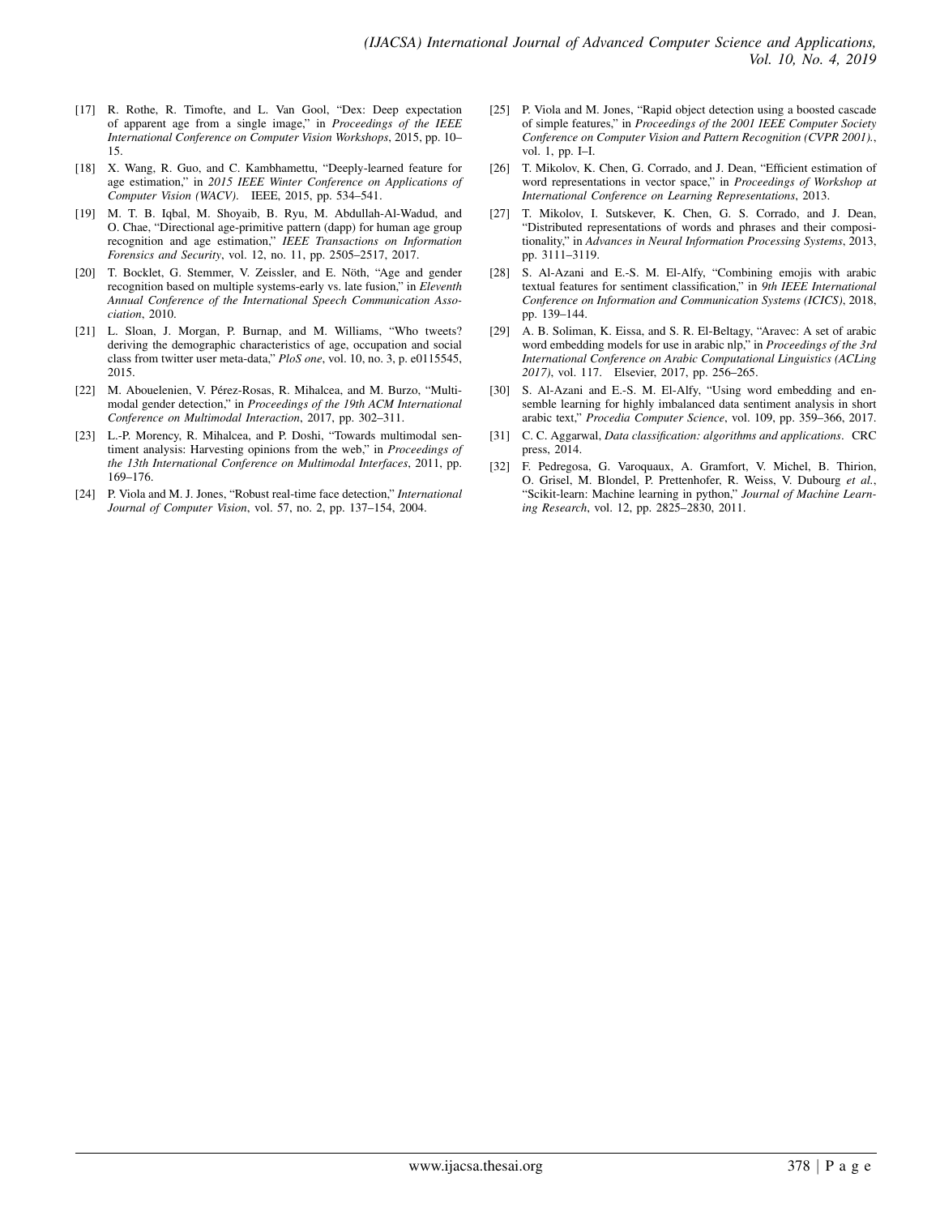[17] R. Rothe, R. Timofte, and L. Van Gool, "Dex: Deep expectation of apparent age from a single image," in *Proceedings of the IEEE International Conference on Computer Vision Workshops*, 2015, pp. 10–15.

[18] X. Wang, R. Guo, and C. Kambhamettu, "Deeply-learned feature for age estimation," in *2015 IEEE Winter Conference on Applications of Computer Vision (WACV)*. IEEE, 2015, pp. 534–541.

[19] M. T. B. Iqbal, M. Shoyaib, B. Ryu, M. Abdullah-Al-Wadud, and O. Chae, "Directional age-primitive pattern (dapp) for human age group recognition and age estimation," *IEEE Transactions on Information Forensics and Security*, vol. 12, no. 11, pp. 2505–2517, 2017.

[20] T. Bocklet, G. Stemmer, V. Zeissler, and E. Nöth, "Age and gender recognition based on multiple systems-early vs. late fusion," in *Eleventh Annual Conference of the International Speech Communication Association*, 2010.

[21] L. Sloan, J. Morgan, P. Burnap, and M. Williams, "Who tweets? deriving the demographic characteristics of age, occupation and social class from twitter user meta-data," *PloS one*, vol. 10, no. 3, p. e0115545, 2015.

[22] M. Abouelenien, V. Pérez-Rosas, R. Mihalcea, and M. Burzo, "Multimodal gender detection," in *Proceedings of the 19th ACM International Conference on Multimodal Interaction*, 2017, pp. 302–311.

[23] L.-P. Morency, R. Mihalcea, and P. Doshi, "Towards multimodal sentiment analysis: Harvesting opinions from the web," in *Proceedings of the 13th International Conference on Multimodal Interfaces*, 2011, pp. 169–176.

[24] P. Viola and M. J. Jones, "Robust real-time face detection," *International Journal of Computer Vision*, vol. 57, no. 2, pp. 137–154, 2004.

[25] P. Viola and M. Jones, "Rapid object detection using a boosted cascade of simple features," in *Proceedings of the 2001 IEEE Computer Society Conference on Computer Vision and Pattern Recognition (CVPR 2001).*, vol. 1, pp. I–I.

[26] T. Mikolov, K. Chen, G. Corrado, and J. Dean, "Efficient estimation of word representations in vector space," in *Proceedings of Workshop at International Conference on Learning Representations*, 2013.

[27] T. Mikolov, I. Sutskever, K. Chen, G. S. Corrado, and J. Dean, "Distributed representations of words and phrases and their compositionality," in *Advances in Neural Information Processing Systems*, 2013, pp. 3111–3119.

[28] S. Al-Azani and E.-S. M. El-Alfy, "Combining emojis with arabic textual features for sentiment classification," in *9th IEEE International Conference on Information and Communication Systems (ICICS)*, 2018, pp. 139–144.

[29] A. B. Soliman, K. Eissa, and S. R. El-Beltagy, "Aravec: A set of arabic word embedding models for use in arabic nlp," in *Proceedings of the 3rd International Conference on Arabic Computational Linguistics (ACLing 2017)*, vol. 117. Elsevier, 2017, pp. 256–265.

[30] S. Al-Azani and E.-S. M. El-Alfy, "Using word embedding and ensemble learning for highly imbalanced data sentiment analysis in short arabic text," *Procedia Computer Science*, vol. 109, pp. 359–366, 2017.

[31] C. C. Aggarwal, *Data classification: algorithms and applications*. CRC press, 2014.

[32] F. Pedregosa, G. Varoquaux, A. Gramfort, V. Michel, B. Thirion, O. Grisel, M. Blondel, P. Prettenhofer, R. Weiss, V. Dubourg *et al.*, "Scikit-learn: Machine learning in python," *Journal of Machine Learning Research*, vol. 12, pp. 2825–2830, 2011.